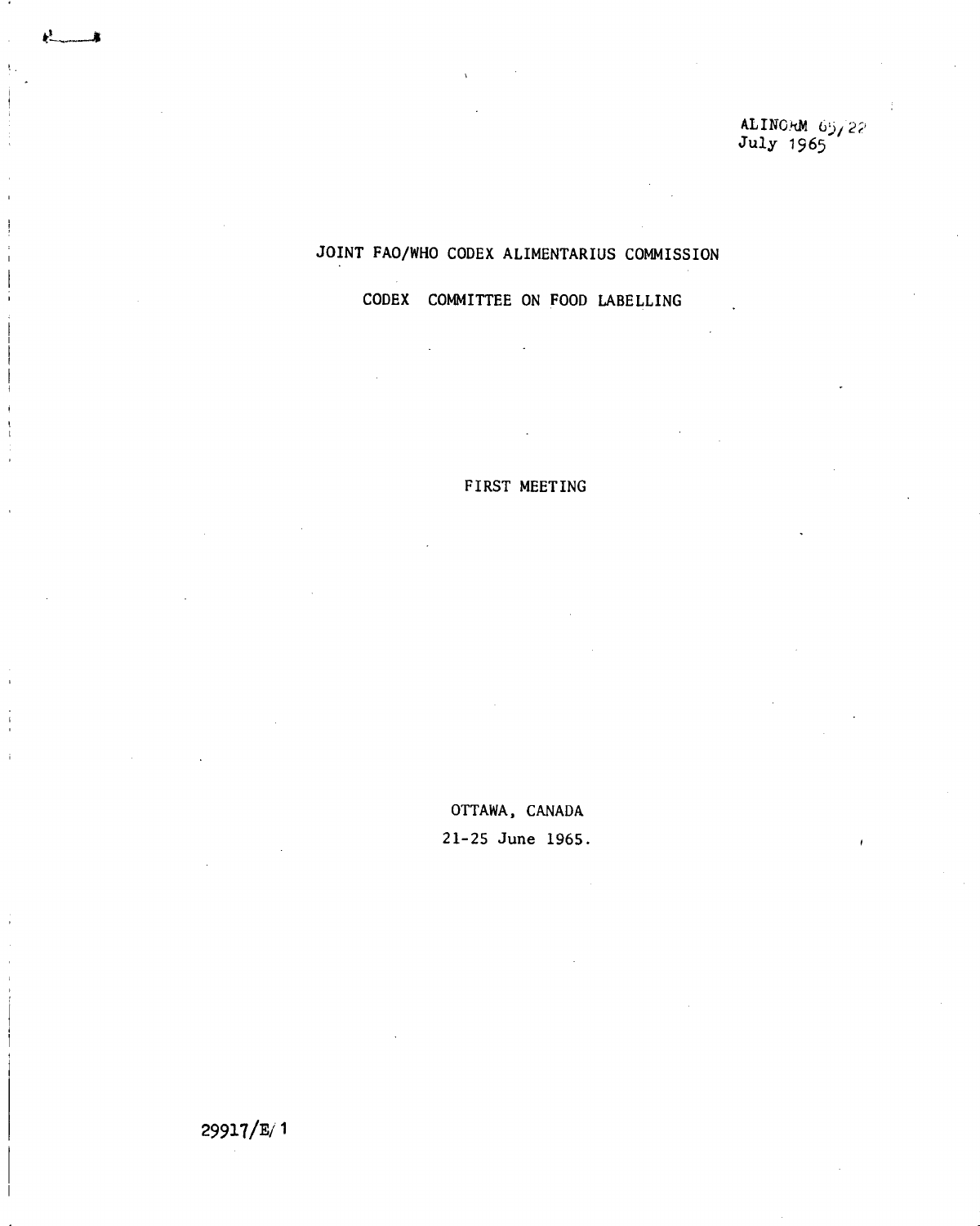ALINORM 65/22
July 1965

# JOINT FAO/WHO CODEX ALIMENTARIUS COMMISSION

## CODEX COMMITTEE ON FOOD LABELLING

### FIRST MEETING

OTTAWA, CANADA

21-25 June 1965.

29917/E/1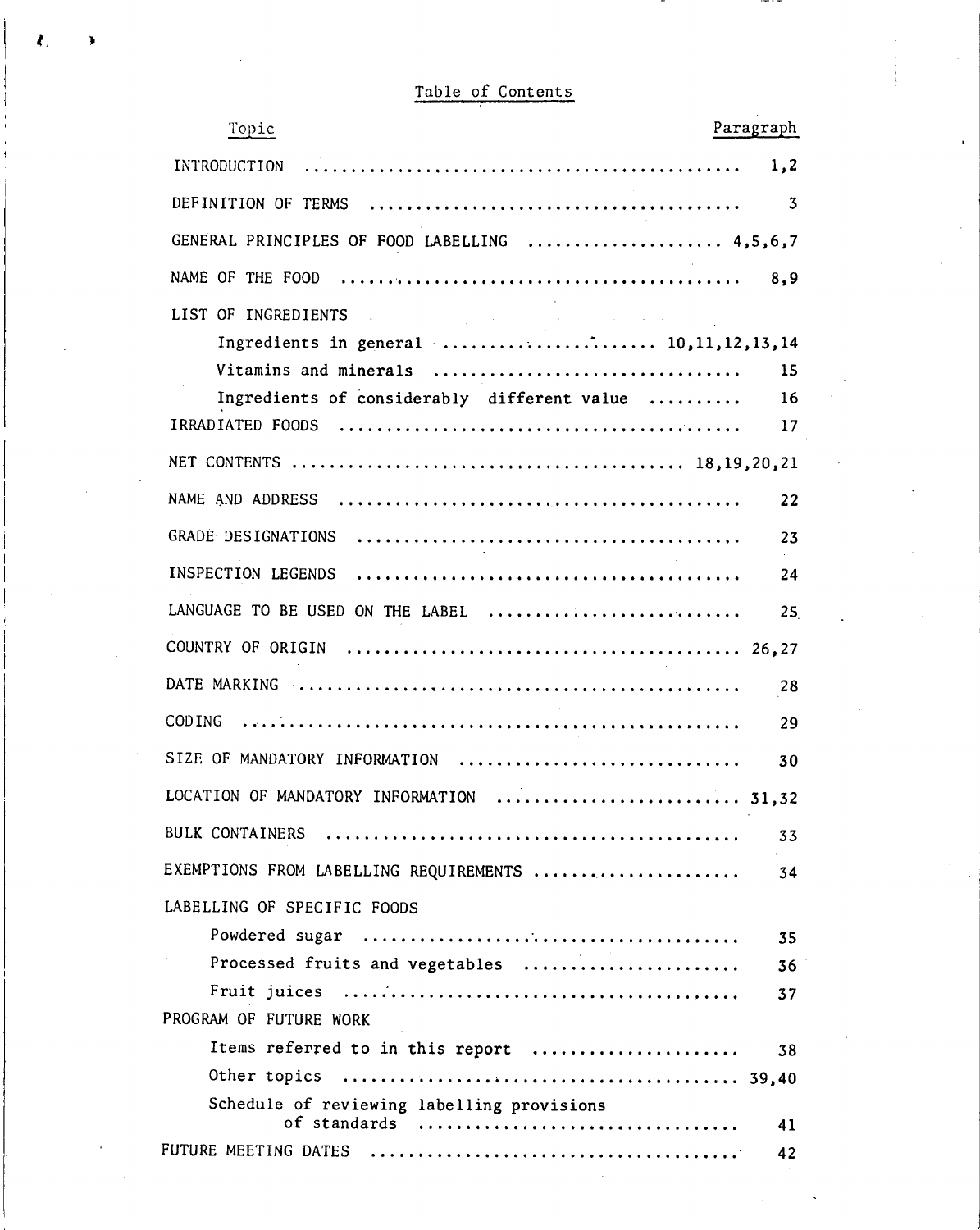# Table of Contents

| Topic | Paragraph |
|---|---|
| INTRODUCTION | 1,2 |
| DEFINITION OF TERMS | 3 |
| GENERAL PRINCIPLES OF FOOD LABELLING | 4,5,6,7 |
| NAME OF THE FOOD | 8,9 |
| LIST OF INGREDIENTS | |
| Ingredients in general | 10,11,12,13,14 |
| Vitamins and minerals | 15 |
| Ingredients of considerably different value | 16 |
| IRRADIATED FOODS | 17 |
| NET CONTENTS | 18,19,20,21 |
| NAME AND ADDRESS | 22 |
| GRADE DESIGNATIONS | 23 |
| INSPECTION LEGENDS | 24 |
| LANGUAGE TO BE USED ON THE LABEL | 25 |
| COUNTRY OF ORIGIN | 26,27 |
| DATE MARKING | 28 |
| CODING | 29 |
| SIZE OF MANDATORY INFORMATION | 30 |
| LOCATION OF MANDATORY INFORMATION | 31,32 |
| BULK CONTAINERS | 33 |
| EXEMPTIONS FROM LABELLING REQUIREMENTS | 34 |
| LABELLING OF SPECIFIC FOODS | |
| Powdered sugar | 35 |
| Processed fruits and vegetables | 36 |
| Fruit juices | 37 |
| PROGRAM OF FUTURE WORK | |
| Items referred to in this report | 38 |
| Other topics | 39,40 |
| Schedule of reviewing labelling provisions of standards | 41 |
| FUTURE MEETING DATES | 42 |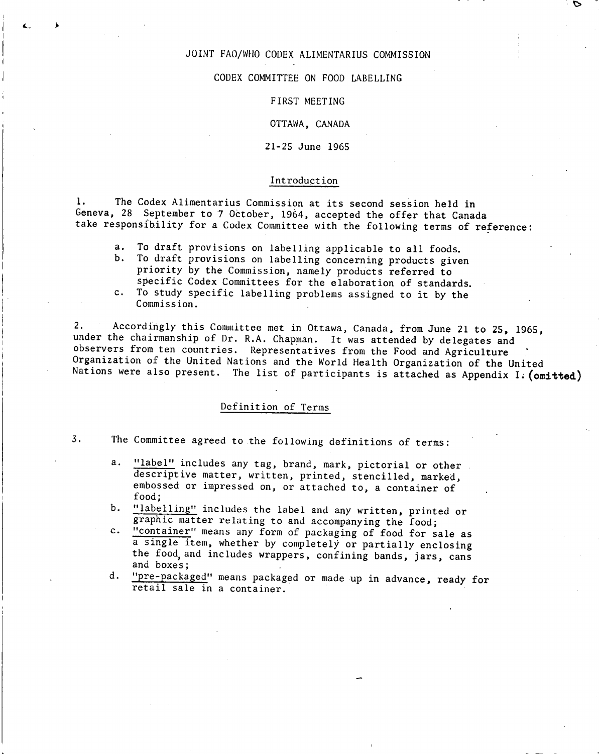JOINT FAO/WHO CODEX ALIMENTARIUS COMMISSION

CODEX COMMITTEE ON FOOD LABELLING

FIRST MEETING

OTTAWA, CANADA

21-25 June 1965

## Introduction

1. The Codex Alimentarius Commission at its second session held in Geneva, 28 September to 7 October, 1964, accepted the offer that Canada take responsibility for a Codex Committee with the following terms of reference:

   a. To draft provisions on labelling applicable to all foods.
   b. To draft provisions on labelling concerning products given priority by the Commission, namely products referred to specific Codex Committees for the elaboration of standards.
   c. To study specific labelling problems assigned to it by the Commission.

2. Accordingly this Committee met in Ottawa, Canada, from June 21 to 25, 1965, under the chairmanship of Dr. R.A. Chapman. It was attended by delegates and observers from ten countries. Representatives from the Food and Agriculture Organization of the United Nations and the World Health Organization of the United Nations were also present. The list of participants is attached as Appendix I. **(omitted)**

## Definition of Terms

3. The Committee agreed to the following definitions of terms:

   a. "label" includes any tag, brand, mark, pictorial or other descriptive matter, written, printed, stencilled, marked, embossed or impressed on, or attached to, a container of food;
   b. "labelling" includes the label and any written, printed or graphic matter relating to and accompanying the food;
   c. "container" means any form of packaging of food for sale as a single item, whether by completely or partially enclosing the food, and includes wrappers, confining bands, jars, cans and boxes;
   d. "pre-packaged" means packaged or made up in advance, ready for retail sale in a container.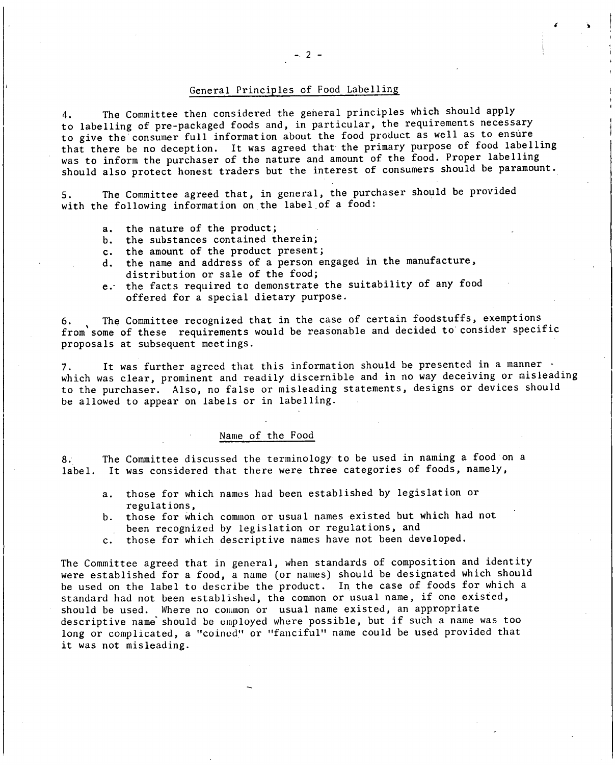## General Principles of Food Labelling

4. The Committee then considered the general principles which should apply to labelling of pre-packaged foods and, in particular, the requirements necessary to give the consumer full information about the food product as well as to ensure that there be no deception. It was agreed that the primary purpose of food labelling was to inform the purchaser of the nature and amount of the food. Proper labelling should also protect honest traders but the interest of consumers should be paramount.

5. The Committee agreed that, in general, the purchaser should be provided with the following information on the label of a food:

a. the nature of the product;
b. the substances contained therein;
c. the amount of the product present;
d. the name and address of a person engaged in the manufacture, distribution or sale of the food;
e. the facts required to demonstrate the suitability of any food offered for a special dietary purpose.

6. The Committee recognized that in the case of certain foodstuffs, exemptions from some of these requirements would be reasonable and decided to consider specific proposals at subsequent meetings.

7. It was further agreed that this information should be presented in a manner which was clear, prominent and readily discernible and in no way deceiving or misleading to the purchaser. Also, no false or misleading statements, designs or devices should be allowed to appear on labels or in labelling.

## Name of the Food

8. The Committee discussed the terminology to be used in naming a food on a label. It was considered that there were three categories of foods, namely,

a. those for which names had been established by legislation or regulations,
b. those for which common or usual names existed but which had not been recognized by legislation or regulations, and
c. those for which descriptive names have not been developed.

The Committee agreed that in general, when standards of composition and identity were established for a food, a name (or names) should be designated which should be used on the label to describe the product. In the case of foods for which a standard had not been established, the common or usual name, if one existed, should be used. Where no common or usual name existed, an appropriate descriptive name should be employed where possible, but if such a name was too long or complicated, a "coined" or "fanciful" name could be used provided that it was not misleading.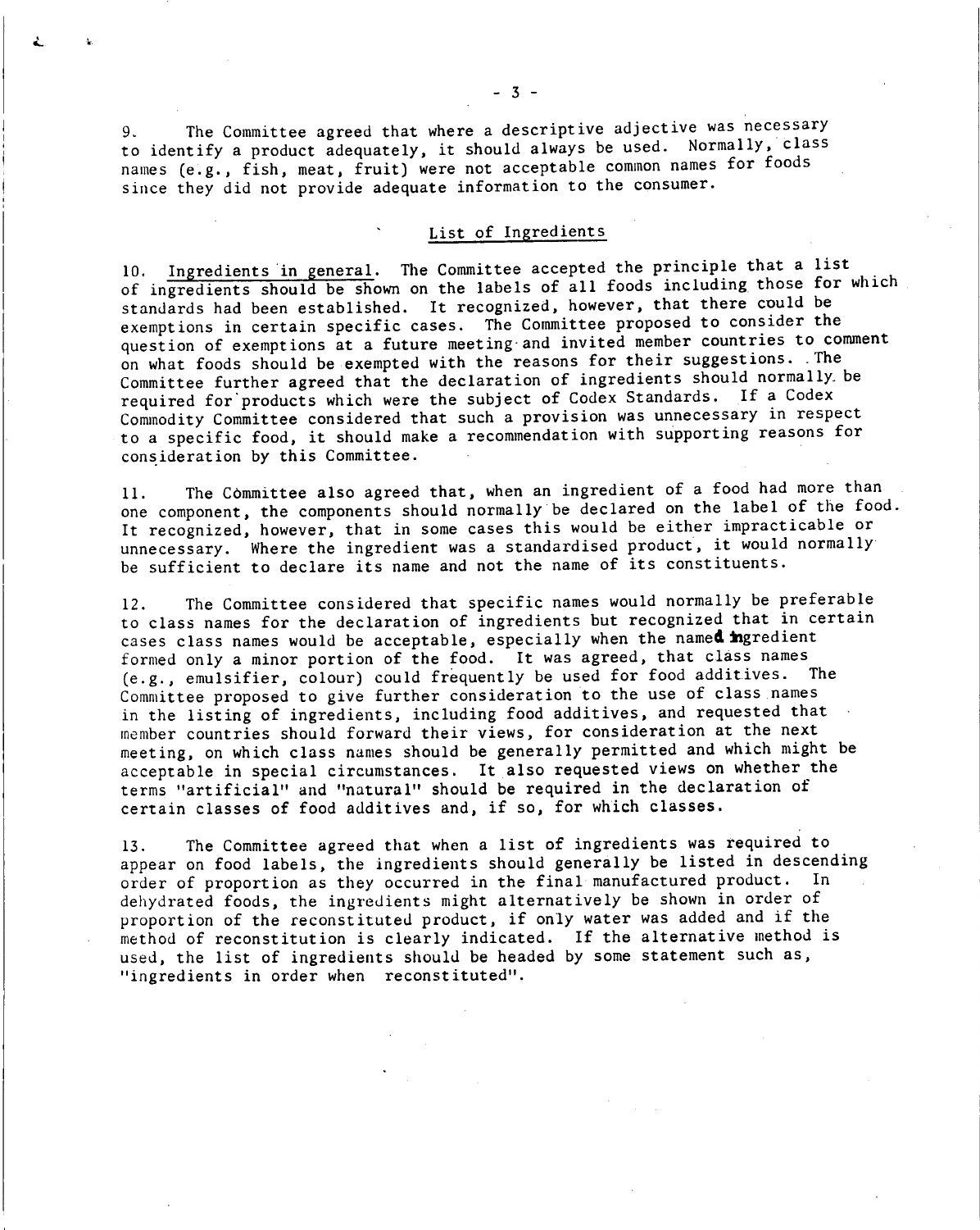9. The Committee agreed that where a descriptive adjective was necessary to identify a product adequately, it should always be used. Normally, class names (e.g., fish, meat, fruit) were not acceptable common names for foods since they did not provide adequate information to the consumer.

## List of Ingredients

10. Ingredients in general. The Committee accepted the principle that a list of ingredients should be shown on the labels of all foods including those for which standards had been established. It recognized, however, that there could be exemptions in certain specific cases. The Committee proposed to consider the question of exemptions at a future meeting and invited member countries to comment on what foods should be exempted with the reasons for their suggestions. The Committee further agreed that the declaration of ingredients should normally be required for products which were the subject of Codex Standards. If a Codex Commodity Committee considered that such a provision was unnecessary in respect to a specific food, it should make a recommendation with supporting reasons for consideration by this Committee.

11. The Committee also agreed that, when an ingredient of a food had more than one component, the components should normally be declared on the label of the food. It recognized, however, that in some cases this would be either impracticable or unnecessary. Where the ingredient was a standardised product, it would normally be sufficient to declare its name and not the name of its constituents.

12. The Committee considered that specific names would normally be preferable to class names for the declaration of ingredients but recognized that in certain cases class names would be acceptable, especially when the named ingredient formed only a minor portion of the food. It was agreed, that class names (e.g., emulsifier, colour) could frequently be used for food additives. The Committee proposed to give further consideration to the use of class names in the listing of ingredients, including food additives, and requested that member countries should forward their views, for consideration at the next meeting, on which class names should be generally permitted and which might be acceptable in special circumstances. It also requested views on whether the terms "artificial" and "natural" should be required in the declaration of certain classes of food additives and, if so, for which classes.

13. The Committee agreed that when a list of ingredients was required to appear on food labels, the ingredients should generally be listed in descending order of proportion as they occurred in the final manufactured product. In dehydrated foods, the ingredients might alternatively be shown in order of proportion of the reconstituted product, if only water was added and if the method of reconstitution is clearly indicated. If the alternative method is used, the list of ingredients should be headed by some statement such as, "ingredients in order when reconstituted".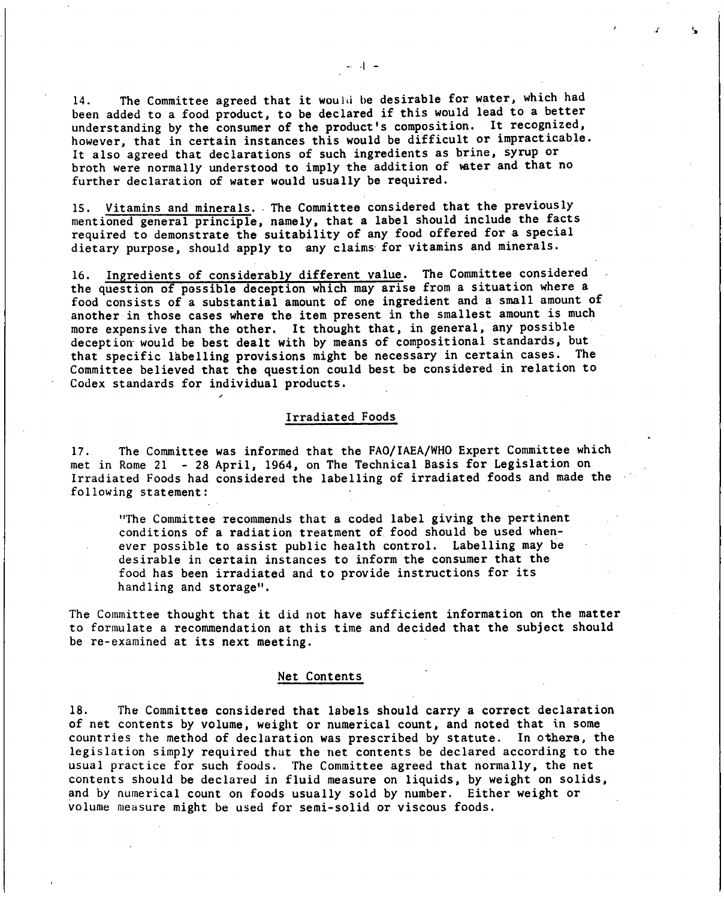14. The Committee agreed that it would be desirable for water, which had been added to a food product, to be declared if this would lead to a better understanding by the consumer of the product's composition. It recognized, however, that in certain instances this would be difficult or impracticable. It also agreed that declarations of such ingredients as brine, syrup or broth were normally understood to imply the addition of water and that no further declaration of water would usually be required.

15. Vitamins and minerals. The Committee considered that the previously mentioned general principle, namely, that a label should include the facts required to demonstrate the suitability of any food offered for a special dietary purpose, should apply to any claims for vitamins and minerals.

16. Ingredients of considerably different value. The Committee considered the question of possible deception which may arise from a situation where a food consists of a substantial amount of one ingredient and a small amount of another in those cases where the item present in the smallest amount is much more expensive than the other. It thought that, in general, any possible deception would be best dealt with by means of compositional standards, but that specific labelling provisions might be necessary in certain cases. The Committee believed that the question could best be considered in relation to Codex standards for individual products.

## Irradiated Foods

17. The Committee was informed that the FAO/IAEA/WHO Expert Committee which met in Rome 21 - 28 April, 1964, on The Technical Basis for Legislation on Irradiated Foods had considered the labelling of irradiated foods and made the following statement:

> "The Committee recommends that a coded label giving the pertinent conditions of a radiation treatment of food should be used whenever possible to assist public health control. Labelling may be desirable in certain instances to inform the consumer that the food has been irradiated and to provide instructions for its handling and storage".

The Committee thought that it did not have sufficient information on the matter to formulate a recommendation at this time and decided that the subject should be re-examined at its next meeting.

## Net Contents

18. The Committee considered that labels should carry a correct declaration of net contents by volume, weight or numerical count, and noted that in some countries the method of declaration was prescribed by statute. In others, the legislation simply required that the net contents be declared according to the usual practice for such foods. The Committee agreed that normally, the net contents should be declared in fluid measure on liquids, by weight on solids, and by numerical count on foods usually sold by number. Either weight or volume measure might be used for semi-solid or viscous foods.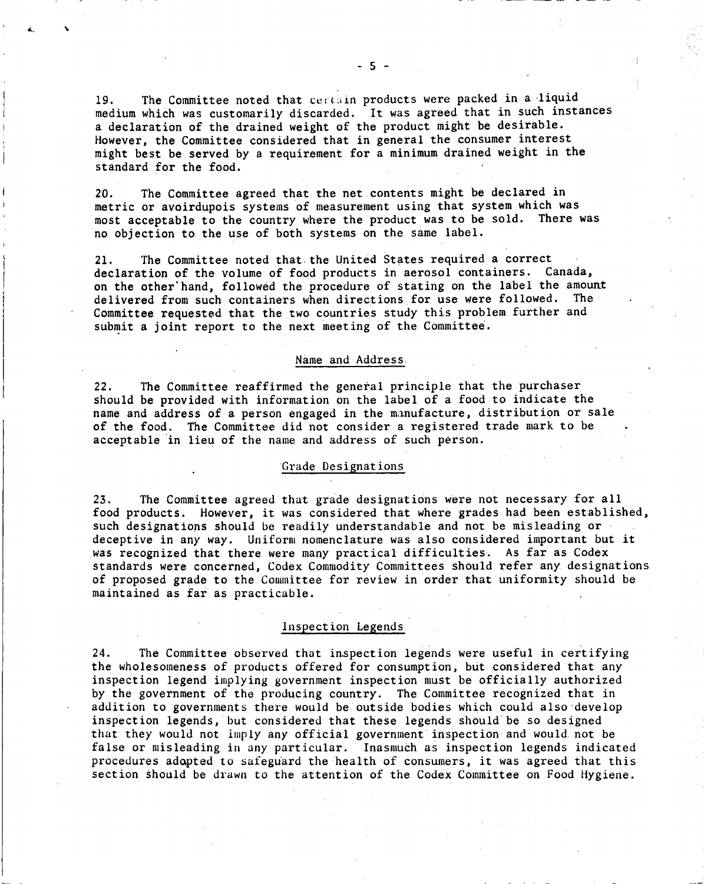19. The Committee noted that certain products were packed in a liquid medium which was customarily discarded. It was agreed that in such instances a declaration of the drained weight of the product might be desirable. However, the Committee considered that in general the consumer interest might best be served by a requirement for a minimum drained weight in the standard for the food.

20. The Committee agreed that the net contents might be declared in metric or avoirdupois systems of measurement using that system which was most acceptable to the country where the product was to be sold. There was no objection to the use of both systems on the same label.

21. The Committee noted that the United States required a correct declaration of the volume of food products in aerosol containers. Canada, on the other hand, followed the procedure of stating on the label the amount delivered from such containers when directions for use were followed. The Committee requested that the two countries study this problem further and submit a joint report to the next meeting of the Committee.

### Name and Address

22. The Committee reaffirmed the general principle that the purchaser should be provided with information on the label of a food to indicate the name and address of a person engaged in the manufacture, distribution or sale of the food. The Committee did not consider a registered trade mark to be acceptable in lieu of the name and address of such person.

### Grade Designations

23. The Committee agreed that grade designations were not necessary for all food products. However, it was considered that where grades had been established, such designations should be readily understandable and not be misleading or deceptive in any way. Uniform nomenclature was also considered important but it was recognized that there were many practical difficulties. As far as Codex standards were concerned, Codex Commodity Committees should refer any designations of proposed grade to the Committee for review in order that uniformity should be maintained as far as practicable.

### Inspection Legends

24. The Committee observed that inspection legends were useful in certifying the wholesomeness of products offered for consumption, but considered that any inspection legend implying government inspection must be officially authorized by the government of the producing country. The Committee recognized that in addition to governments there would be outside bodies which could also develop inspection legends, but considered that these legends should be so designed that they would not imply any official government inspection and would not be false or misleading in any particular. Inasmuch as inspection legends indicated procedures adopted to safeguard the health of consumers, it was agreed that this section should be drawn to the attention of the Codex Committee on Food Hygiene.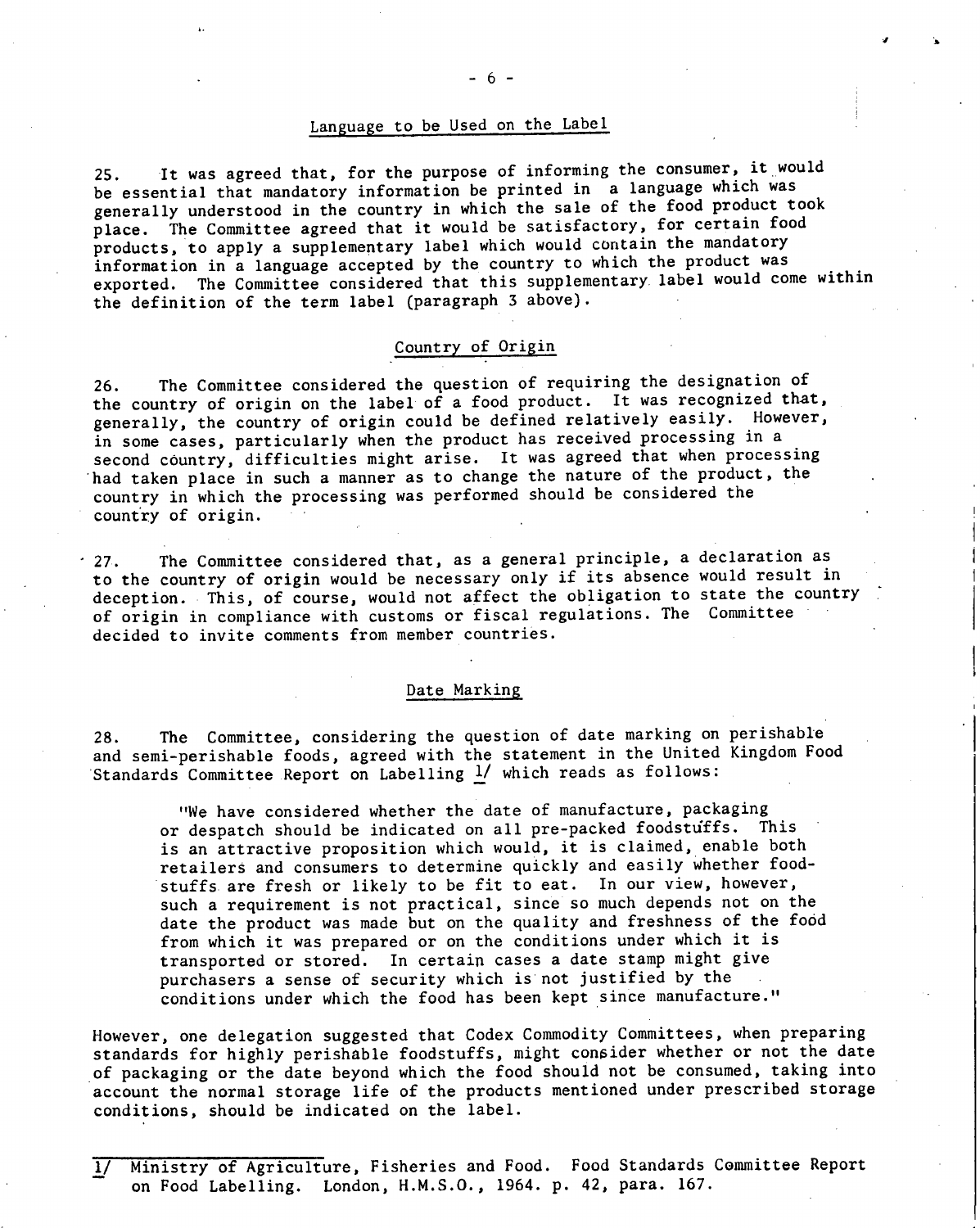## Language to be Used on the Label

25. It was agreed that, for the purpose of informing the consumer, it would be essential that mandatory information be printed in a language which was generally understood in the country in which the sale of the food product took place. The Committee agreed that it would be satisfactory, for certain food products, to apply a supplementary label which would contain the mandatory information in a language accepted by the country to which the product was exported. The Committee considered that this supplementary label would come within the definition of the term label (paragraph 3 above).

## Country of Origin

26. The Committee considered the question of requiring the designation of the country of origin on the label of a food product. It was recognized that, generally, the country of origin could be defined relatively easily. However, in some cases, particularly when the product has received processing in a second country, difficulties might arise. It was agreed that when processing had taken place in such a manner as to change the nature of the product, the country in which the processing was performed should be considered the country of origin.

27. The Committee considered that, as a general principle, a declaration as to the country of origin would be necessary only if its absence would result in deception. This, of course, would not affect the obligation to state the country of origin in compliance with customs or fiscal regulations. The Committee decided to invite comments from member countries.

## Date Marking

28. The Committee, considering the question of date marking on perishable and semi-perishable foods, agreed with the statement in the United Kingdom Food Standards Committee Report on Labelling [1] which reads as follows:

> "We have considered whether the date of manufacture, packaging or despatch should be indicated on all pre-packed foodstuffs. This is an attractive proposition which would, it is claimed, enable both retailers and consumers to determine quickly and easily whether foodstuffs are fresh or likely to be fit to eat. In our view, however, such a requirement is not practical, since so much depends not on the date the product was made but on the quality and freshness of the food from which it was prepared or on the conditions under which it is transported or stored. In certain cases a date stamp might give purchasers a sense of security which is not justified by the conditions under which the food has been kept since manufacture."

However, one delegation suggested that Codex Commodity Committees, when preparing standards for highly perishable foodstuffs, might consider whether or not the date of packaging or the date beyond which the food should not be consumed, taking into account the normal storage life of the products mentioned under prescribed storage conditions, should be indicated on the label.

---

1/ Ministry of Agriculture, Fisheries and Food. Food Standards Committee Report on Food Labelling. London, H.M.S.O., 1964. p. 42, para. 167.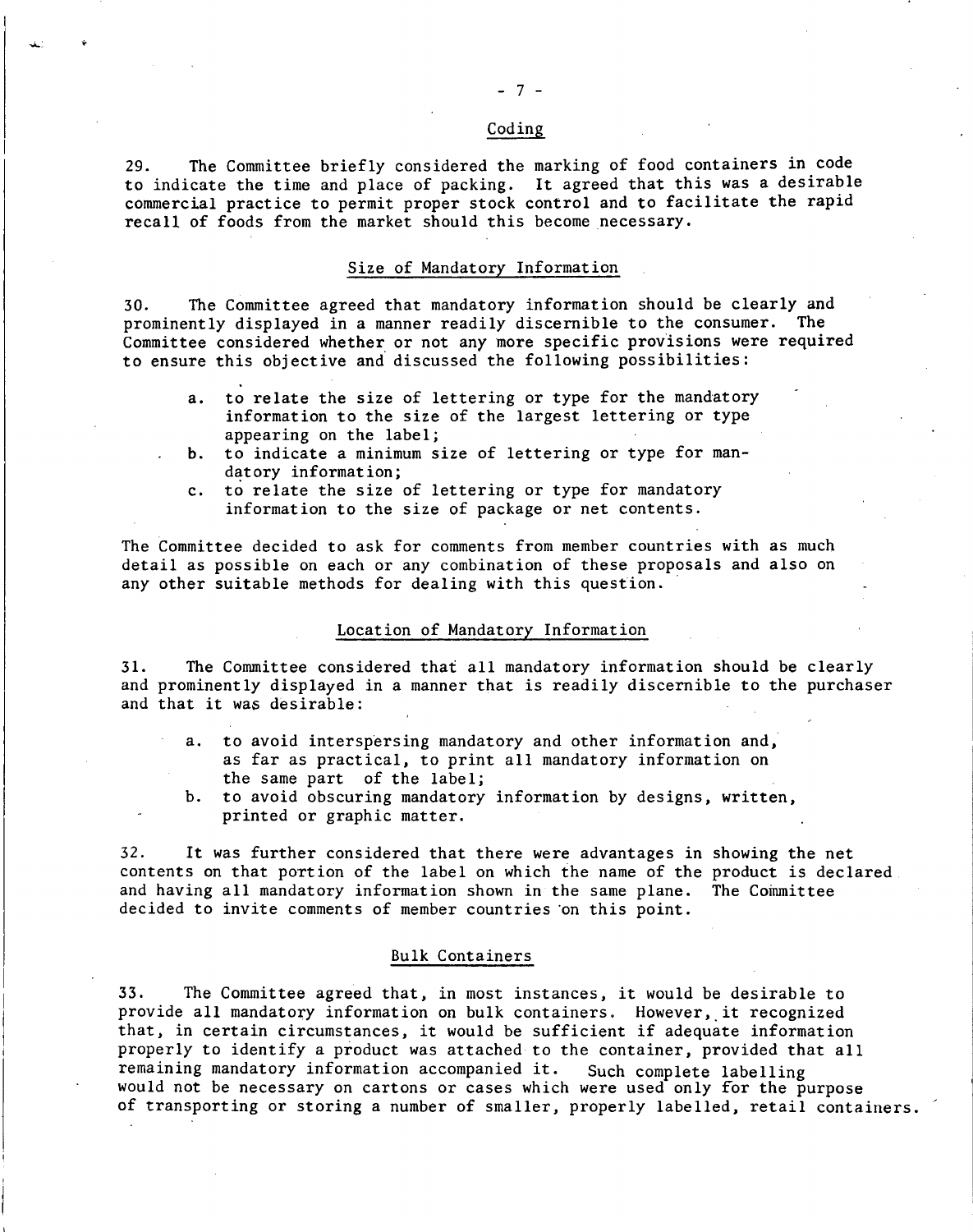## Coding

29. The Committee briefly considered the marking of food containers in code to indicate the time and place of packing. It agreed that this was a desirable commercial practice to permit proper stock control and to facilitate the rapid recall of foods from the market should this become necessary.

## Size of Mandatory Information

30. The Committee agreed that mandatory information should be clearly and prominently displayed in a manner readily discernible to the consumer. The Committee considered whether or not any more specific provisions were required to ensure this objective and discussed the following possibilities:

- a. to relate the size of lettering or type for the mandatory information to the size of the largest lettering or type appearing on the label;
- b. to indicate a minimum size of lettering or type for mandatory information;
- c. to relate the size of lettering or type for mandatory information to the size of package or net contents.

The Committee decided to ask for comments from member countries with as much detail as possible on each or any combination of these proposals and also on any other suitable methods for dealing with this question.

## Location of Mandatory Information

31. The Committee considered that all mandatory information should be clearly and prominently displayed in a manner that is readily discernible to the purchaser and that it was desirable:

- a. to avoid interspersing mandatory and other information and, as far as practical, to print all mandatory information on the same part of the label;
- b. to avoid obscuring mandatory information by designs, written, printed or graphic matter.

32. It was further considered that there were advantages in showing the net contents on that portion of the label on which the name of the product is declared and having all mandatory information shown in the same plane. The Committee decided to invite comments of member countries on this point.

## Bulk Containers

33. The Committee agreed that, in most instances, it would be desirable to provide all mandatory information on bulk containers. However, it recognized that, in certain circumstances, it would be sufficient if adequate information properly to identify a product was attached to the container, provided that all remaining mandatory information accompanied it. Such complete labelling would not be necessary on cartons or cases which were used only for the purpose of transporting or storing a number of smaller, properly labelled, retail containers.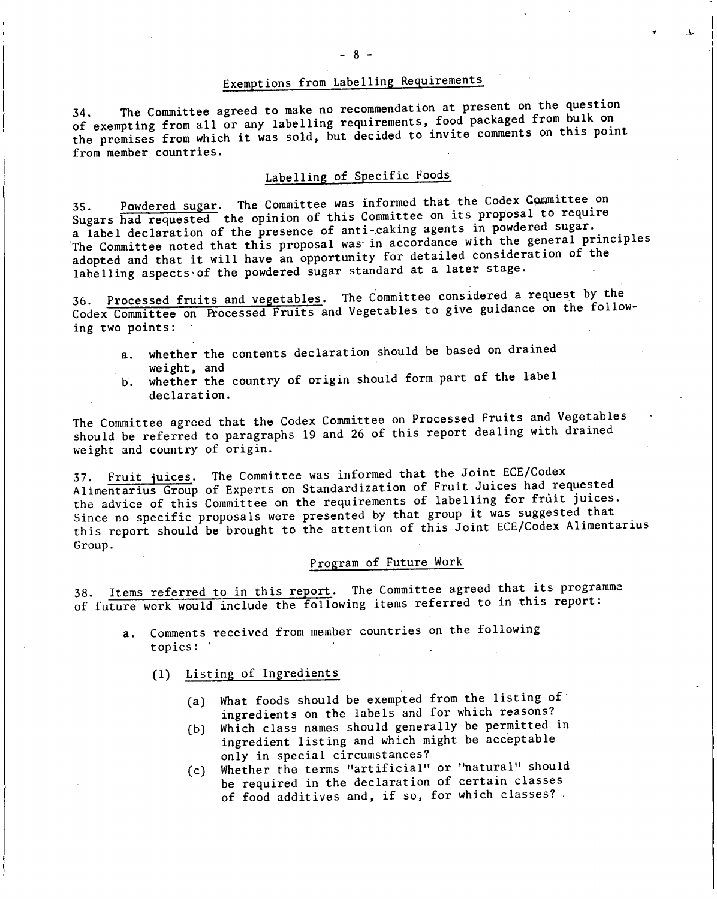### Exemptions from Labelling Requirements

34. The Committee agreed to make no recommendation at present on the question of exempting from all or any labelling requirements, food packaged from bulk on the premises from which it was sold, but decided to invite comments on this point from member countries.

### Labelling of Specific Foods

35. Powdered sugar. The Committee was informed that the Codex Committee on Sugars had requested the opinion of this Committee on its proposal to require a label declaration of the presence of anti-caking agents in powdered sugar. The Committee noted that this proposal was in accordance with the general principles adopted and that it will have an opportunity for detailed consideration of the labelling aspects of the powdered sugar standard at a later stage.

36. Processed fruits and vegetables. The Committee considered a request by the Codex Committee on Processed Fruits and Vegetables to give guidance on the following two points:

a. whether the contents declaration should be based on drained weight, and
b. whether the country of origin should form part of the label declaration.

The Committee agreed that the Codex Committee on Processed Fruits and Vegetables should be referred to paragraphs 19 and 26 of this report dealing with drained weight and country of origin.

37. Fruit juices. The Committee was informed that the Joint ECE/Codex Alimentarius Group of Experts on Standardization of Fruit Juices had requested the advice of this Committee on the requirements of labelling for fruit juices. Since no specific proposals were presented by that group it was suggested that this report should be brought to the attention of this Joint ECE/Codex Alimentarius Group.

### Program of Future Work

38. Items referred to in this report. The Committee agreed that its programme of future work would include the following items referred to in this report:

a. Comments received from member countries on the following topics:

(1) Listing of Ingredients

(a) What foods should be exempted from the listing of ingredients on the labels and for which reasons?
(b) Which class names should generally be permitted in ingredient listing and which might be acceptable only in special circumstances?
(c) Whether the terms "artificial" or "natural" should be required in the declaration of certain classes of food additives and, if so, for which classes?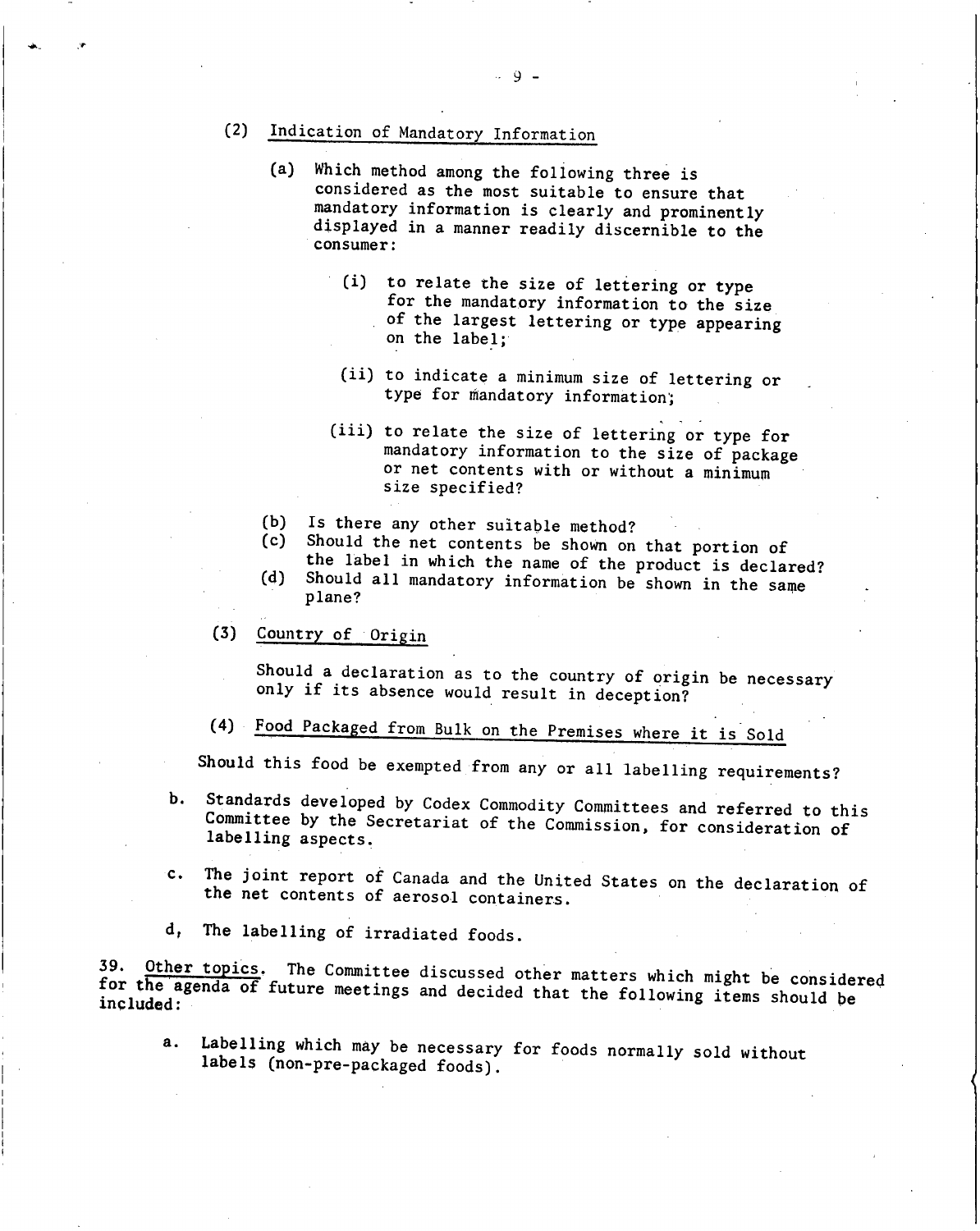(2) Indication of Mandatory Information

(a) Which method among the following three is considered as the most suitable to ensure that mandatory information is clearly and prominently displayed in a manner readily discernible to the consumer:

(i) to relate the size of lettering or type for the mandatory information to the size of the largest lettering or type appearing on the label;

(ii) to indicate a minimum size of lettering or type for mandatory information;

(iii) to relate the size of lettering or type for mandatory information to the size of package or net contents with or without a minimum size specified?

(b) Is there any other suitable method?

(c) Should the net contents be shown on that portion of the label in which the name of the product is declared?

(d) Should all mandatory information be shown in the same plane?

(3) Country of Origin

Should a declaration as to the country of origin be necessary only if its absence would result in deception?

(4) Food Packaged from Bulk on the Premises where it is Sold

Should this food be exempted from any or all labelling requirements?

b. Standards developed by Codex Commodity Committees and referred to this Committee by the Secretariat of the Commission, for consideration of labelling aspects.

c. The joint report of Canada and the United States on the declaration of the net contents of aerosol containers.

d. The labelling of irradiated foods.

39. Other topics. The Committee discussed other matters which might be considered for the agenda of future meetings and decided that the following items should be included:

a. Labelling which may be necessary for foods normally sold without labels (non-pre-packaged foods).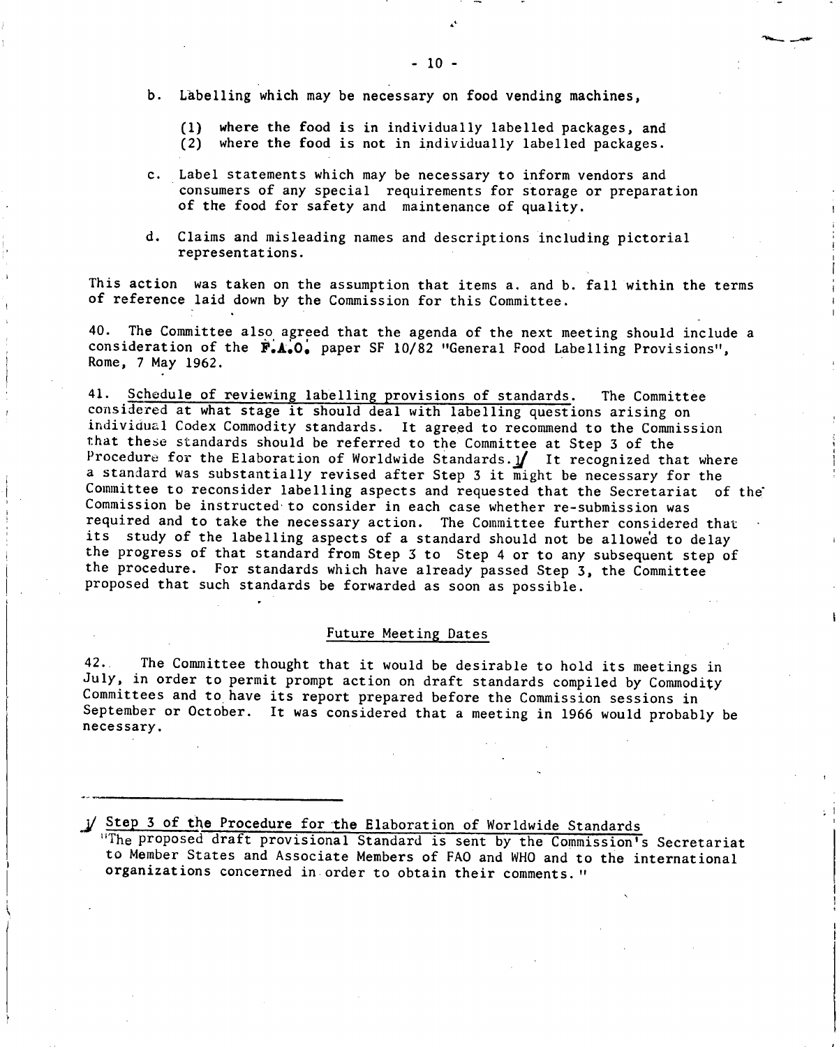b. Labelling which may be necessary on food vending machines,

   (1) where the food is in individually labelled packages, and
   (2) where the food is not in individually labelled packages.

c. Label statements which may be necessary to inform vendors and consumers of any special requirements for storage or preparation of the food for safety and maintenance of quality.

d. Claims and misleading names and descriptions including pictorial representations.

This action was taken on the assumption that items a. and b. fall within the terms of reference laid down by the Commission for this Committee.

40. The Committee also agreed that the agenda of the next meeting should include a consideration of the F.A.O. paper SF 10/82 "General Food Labelling Provisions", Rome, 7 May 1962.

41. Schedule of reviewing labelling provisions of standards. The Committee considered at what stage it should deal with labelling questions arising on individual Codex Commodity standards. It agreed to recommend to the Commission that these standards should be referred to the Committee at Step 3 of the Procedure for the Elaboration of Worldwide Standards.[1] It recognized that where a standard was substantially revised after Step 3 it might be necessary for the Committee to reconsider labelling aspects and requested that the Secretariat of the Commission be instructed to consider in each case whether re-submission was required and to take the necessary action. The Committee further considered that its study of the labelling aspects of a standard should not be allowed to delay the progress of that standard from Step 3 to Step 4 or to any subsequent step of the procedure. For standards which have already passed Step 3, the Committee proposed that such standards be forwarded as soon as possible.

## Future Meeting Dates

42. The Committee thought that it would be desirable to hold its meetings in July, in order to permit prompt action on draft standards compiled by Commodity Committees and to have its report prepared before the Commission sessions in September or October. It was considered that a meeting in 1966 would probably be necessary.

---

1/ Step 3 of the Procedure for the Elaboration of Worldwide Standards
"The proposed draft provisional Standard is sent by the Commission's Secretariat to Member States and Associate Members of FAO and WHO and to the international organizations concerned in order to obtain their comments."